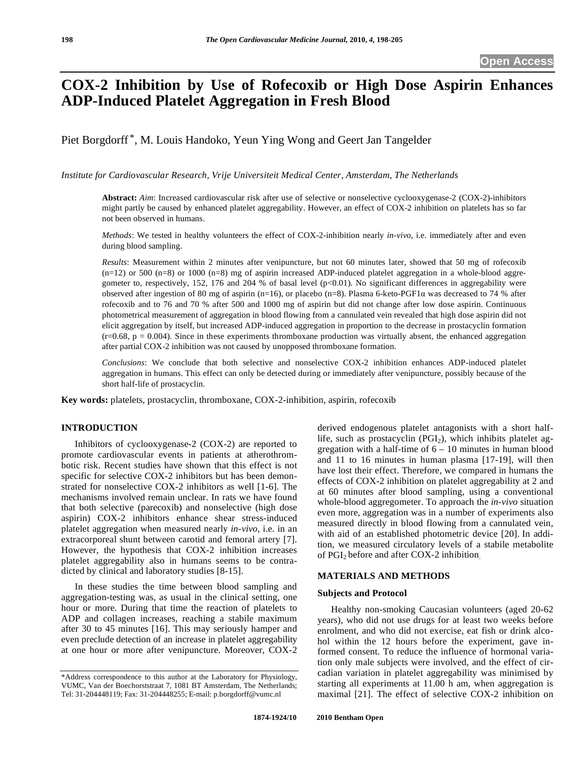# COX-2 Inhibition by Use of Rofecoxib or High Dose Aspirin Enhances ADP-Induced Platelet Aggregation in Fresh Blood

Piet Borgdorff*, M. Louis Handoko, Yeun Ying Wong and Geert Jan Tangelder

*Institute for Cardiovascular Research, Vrije Universiteit Medical Center, Amsterdam, The Netherlands*

**Abstract:** *Aim*: Increased cardiovascular risk after use of selective or nonselective cyclooxygenase-2 (COX-2)-inhibitors might partly be caused by enhanced platelet aggregability. However, an effect of COX-2 inhibition on platelets has so far not been observed in humans.

*Methods*: We tested in healthy volunteers the effect of COX-2-inhibition nearly *in-vivo*, i.e. immediately after and even during blood sampling.

*Results*: Measurement within 2 minutes after venipuncture, but not 60 minutes later, showed that 50 mg of rofecoxib (n=12) or 500 (n=8) or 1000 (n=8) mg of aspirin increased ADP-induced platelet aggregation in a whole-blood aggregometer to, respectively, 152, 176 and 204 % of basal level ($p<0.01$). No significant differences in aggregability were observed after ingestion of 80 mg of aspirin (n=16), or placebo (n=8). Plasma 6-keto-PGF1α was decreased to 74 % after rofecoxib and to 76 and 70 % after 500 and 1000 mg of aspirin but did not change after low dose aspirin. Continuous photometrical measurement of aggregation in blood flowing from a cannulated vein revealed that high dose aspirin did not elicit aggregation by itself, but increased ADP-induced aggregation in proportion to the decrease in prostacyclin formation ($r=0.68$, $p = 0.004$). Since in these experiments thromboxane production was virtually absent, the enhanced aggregation after partial COX-2 inhibition was not caused by unopposed thromboxane formation.

*Conclusions*: We conclude that both selective and nonselective COX-2 inhibition enhances ADP-induced platelet aggregation in humans. This effect can only be detected during or immediately after venipuncture, possibly because of the short half-life of prostacyclin.

**Key words:** platelets, prostacyclin, thromboxane, COX-2-inhibition, aspirin, rofecoxib

## INTRODUCTION

Inhibitors of cyclooxygenase-2 (COX-2) are reported to promote cardiovascular events in patients at atherothrombotic risk. Recent studies have shown that this effect is not specific for selective COX-2 inhibitors but has been demonstrated for nonselective COX-2 inhibitors as well [1-6]. The mechanisms involved remain unclear. In rats we have found that both selective (parecoxib) and nonselective (high dose aspirin) COX-2 inhibitors enhance shear stress-induced platelet aggregation when measured nearly *in-vivo*, i.e. in an extracorporeal shunt between carotid and femoral artery [7]. However, the hypothesis that COX-2 inhibition increases platelet aggregability also in humans seems to be contradicted by clinical and laboratory studies [8-15].

In these studies the time between blood sampling and aggregation-testing was, as usual in the clinical setting, one hour or more. During that time the reaction of platelets to ADP and collagen increases, reaching a stabile maximum after 30 to 45 minutes [16]. This may seriously hamper and even preclude detection of an increase in platelet aggregability at one hour or more after venipuncture. Moreover, COX-2 derived endogenous platelet antagonists with a short half-life, such as prostacyclin ($PGI_2$), which inhibits platelet aggregation with a half-time of 6 – 10 minutes in human blood and 11 to 16 minutes in human plasma [17-19], will then have lost their effect. Therefore, we compared in humans the effects of COX-2 inhibition on platelet aggregability at 2 and at 60 minutes after blood sampling, using a conventional whole-blood aggregometer. To approach the *in-vivo* situation even more, aggregation was in a number of experiments also measured directly in blood flowing from a cannulated vein, with aid of an established photometric device [20]. In addition, we measured circulatory levels of a stabile metabolite of $PGI_2$ before and after COX-2 inhibition.

## MATERIALS AND METHODS

### Subjects and Protocol

Healthy non-smoking Caucasian volunteers (aged 20-62 years), who did not use drugs for at least two weeks before enrolment, and who did not exercise, eat fish or drink alcohol within the 12 hours before the experiment, gave informed consent. To reduce the influence of hormonal variation only male subjects were involved, and the effect of circadian variation in platelet aggregability was minimised by starting all experiments at 11.00 h am, when aggregation is maximal [21]. The effect of selective COX-2 inhibition on

*Address correspondence to this author at the Laboratory for Physiology, VUMC, Van der Boechorststraat 7, 1081 BT Amsterdam, The Netherlands; Tel: 31-204448119; Fax: 31-204448255; E-mail: p.borgdorff@vumc.nl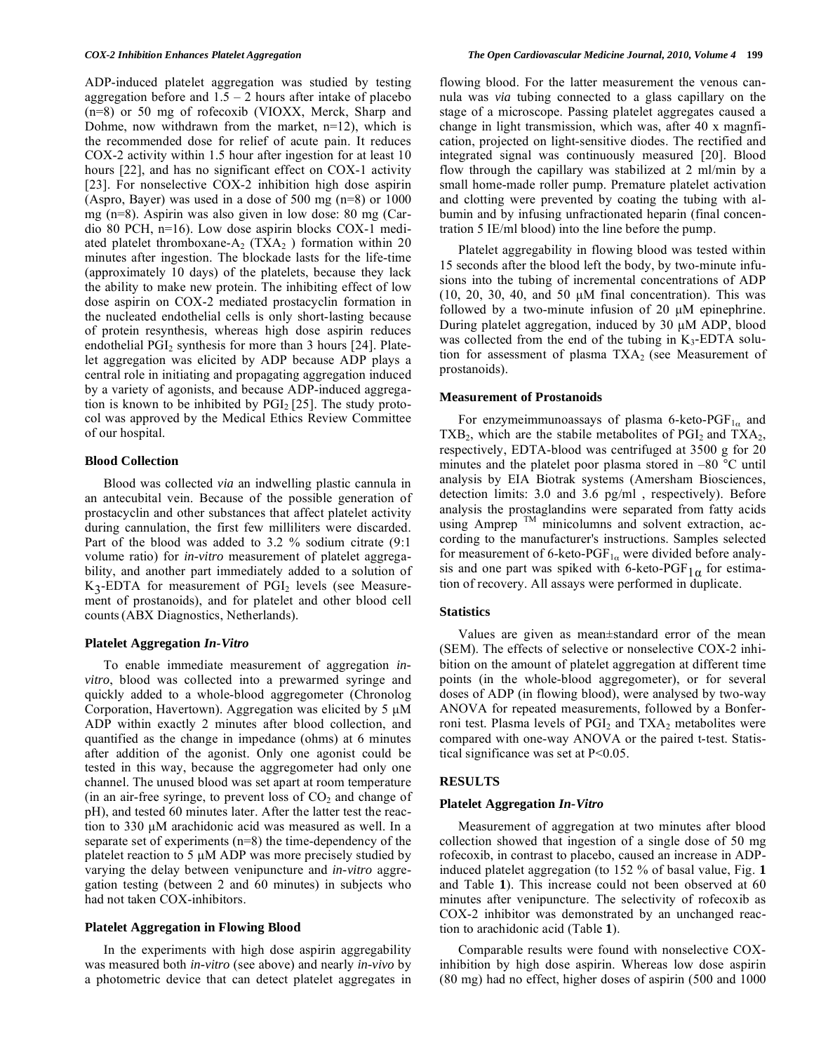ADP-induced platelet aggregation was studied by testing aggregation before and 1.5 – 2 hours after intake of placebo (n=8) or 50 mg of rofecoxib (VIOXX, Merck, Sharp and Dohme, now withdrawn from the market, n=12), which is the recommended dose for relief of acute pain. It reduces COX-2 activity within 1.5 hour after ingestion for at least 10 hours [22], and has no significant effect on COX-1 activity [23]. For nonselective COX-2 inhibition high dose aspirin (Aspro, Bayer) was used in a dose of 500 mg (n=8) or 1000 mg (n=8). Aspirin was also given in low dose: 80 mg (Cardio 80 PCH, n=16). Low dose aspirin blocks COX-1 mediated platelet thromboxane-$A_2$ ($TXA_2$ ) formation within 20 minutes after ingestion. The blockade lasts for the life-time (approximately 10 days) of the platelets, because they lack the ability to make new protein. The inhibiting effect of low dose aspirin on COX-2 mediated prostacyclin formation in the nucleated endothelial cells is only short-lasting because of protein resynthesis, whereas high dose aspirin reduces endothelial $PGI_2$ synthesis for more than 3 hours [24]. Platelet aggregation was elicited by ADP because ADP plays a central role in initiating and propagating aggregation induced by a variety of agonists, and because ADP-induced aggregation is known to be inhibited by $PGI_2$ [25]. The study protocol was approved by the Medical Ethics Review Committee of our hospital.

### Blood Collection

Blood was collected *via* an indwelling plastic cannula in an antecubital vein. Because of the possible generation of prostacyclin and other substances that affect platelet activity during cannulation, the first few milliliters were discarded. Part of the blood was added to 3.2 % sodium citrate (9:1 volume ratio) for *in-vitro* measurement of platelet aggregability, and another part immediately added to a solution of $K_3$-EDTA for measurement of $PGI_2$ levels (see Measurement of prostanoids), and for platelet and other blood cell counts (ABX Diagnostics, Netherlands).

### Platelet Aggregation *In-Vitro*

To enable immediate measurement of aggregation *in-vitro*, blood was collected into a prewarmed syringe and quickly added to a whole-blood aggregometer (Chronolog Corporation, Havertown). Aggregation was elicited by 5 μM ADP within exactly 2 minutes after blood collection, and quantified as the change in impedance (ohms) at 6 minutes after addition of the agonist. Only one agonist could be tested in this way, because the aggregometer had only one channel. The unused blood was set apart at room temperature (in an air-free syringe, to prevent loss of $CO_2$ and change of pH), and tested 60 minutes later. After the latter test the reaction to 330 μM arachidonic acid was measured as well. In a separate set of experiments (n=8) the time-dependency of the platelet reaction to 5 μM ADP was more precisely studied by varying the delay between venipuncture and *in-vitro* aggregation testing (between 2 and 60 minutes) in subjects who had not taken COX-inhibitors.

### Platelet Aggregation in Flowing Blood

In the experiments with high dose aspirin aggregability was measured both *in-vitro* (see above) and nearly *in-vivo* by a photometric device that can detect platelet aggregates in flowing blood. For the latter measurement the venous cannula was *via* tubing connected to a glass capillary on the stage of a microscope. Passing platelet aggregates caused a change in light transmission, which was, after 40 x magnfication, projected on light-sensitive diodes. The rectified and integrated signal was continuously measured [20]. Blood flow through the capillary was stabilized at 2 ml/min by a small home-made roller pump. Premature platelet activation and clotting were prevented by coating the tubing with albumin and by infusing unfractionated heparin (final concentration 5 IE/ml blood) into the line before the pump.

Platelet aggregability in flowing blood was tested within 15 seconds after the blood left the body, by two-minute infusions into the tubing of incremental concentrations of ADP (10, 20, 30, 40, and 50 μM final concentration). This was followed by a two-minute infusion of 20 μM epinephrine. During platelet aggregation, induced by 30 μM ADP, blood was collected from the end of the tubing in $K_3$-EDTA solution for assessment of plasma $TXA_2$ (see Measurement of prostanoids).

### Measurement of Prostanoids

For enzymeimmunoassays of plasma 6-keto-$PGF_{1\alpha}$ and $TXB_2$, which are the stabile metabolites of $PGI_2$ and $TXA_2$, respectively, EDTA-blood was centrifuged at 3500 g for 20 minutes and the platelet poor plasma stored in –80 °C until analysis by EIA Biotrak systems (Amersham Biosciences, detection limits: 3.0 and 3.6 pg/ml , respectively). Before analysis the prostaglandins were separated from fatty acids using Amprep ™ minicolumns and solvent extraction, according to the manufacturer's instructions. Samples selected for measurement of 6-keto-$PGF_{1\alpha}$ were divided before analysis and one part was spiked with 6-keto-$PGF_{1\alpha}$ for estimation of recovery. All assays were performed in duplicate.

### Statistics

Values are given as mean±standard error of the mean (SEM). The effects of selective or nonselective COX-2 inhibition on the amount of platelet aggregation at different time points (in the whole-blood aggregometer), or for several doses of ADP (in flowing blood), were analysed by two-way ANOVA for repeated measurements, followed by a Bonferroni test. Plasma levels of $PGI_2$ and $TXA_2$ metabolites were compared with one-way ANOVA or the paired t-test. Statistical significance was set at $P<0.05$.

## RESULTS

### Platelet Aggregation *In-Vitro*

Measurement of aggregation at two minutes after blood collection showed that ingestion of a single dose of 50 mg rofecoxib, in contrast to placebo, caused an increase in ADP-induced platelet aggregation (to 152 % of basal value, Fig. **1** and Table **1**). This increase could not been observed at 60 minutes after venipuncture. The selectivity of rofecoxib as COX-2 inhibitor was demonstrated by an unchanged reaction to arachidonic acid (Table **1**).

Comparable results were found with nonselective COX-inhibition by high dose aspirin. Whereas low dose aspirin (80 mg) had no effect, higher doses of aspirin (500 and 1000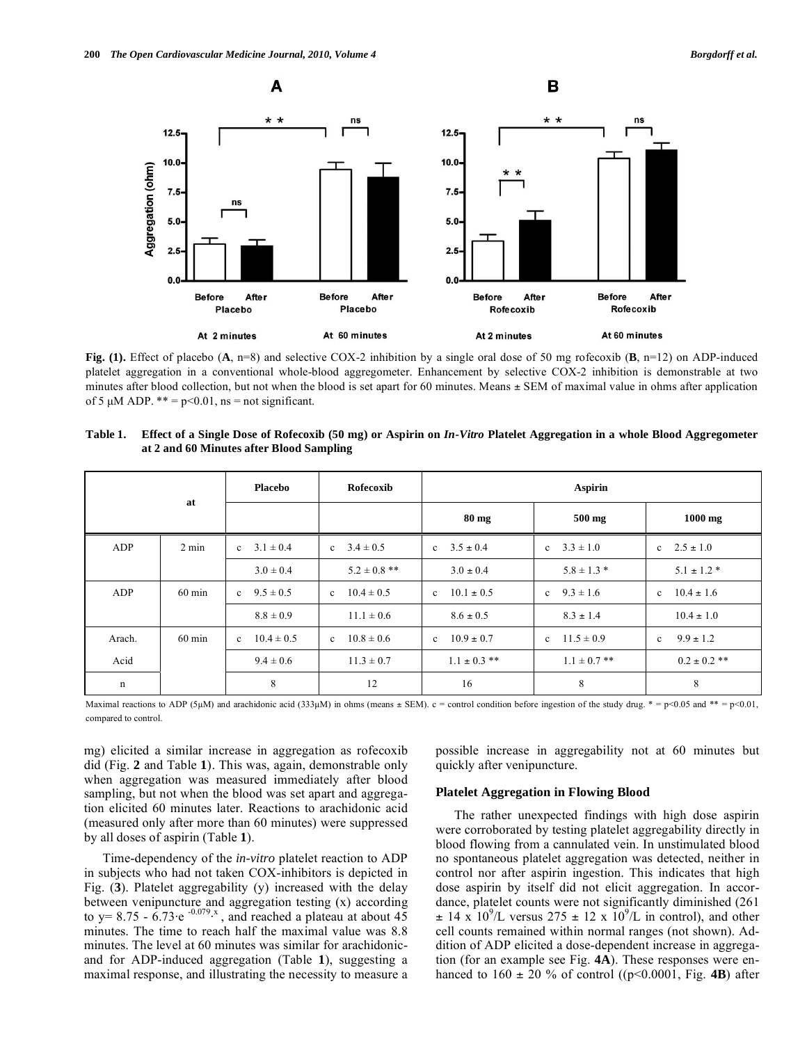**Fig. (1).** Effect of placebo (**A**, n=8) and selective COX-2 inhibition by a single oral dose of 50 mg rofecoxib (**B**, n=12) on ADP-induced platelet aggregation in a conventional whole-blood aggregometer. Enhancement by selective COX-2 inhibition is demonstrable at two minutes after blood collection, but not when the blood is set apart for 60 minutes. Means ± SEM of maximal value in ohms after application of 5 μM ADP. ** = p<0.01, ns = not significant.

**Table 1. Effect of a Single Dose of Rofecoxib (50 mg) or Aspirin on *In-Vitro* Platelet Aggregation in a whole Blood Aggregometer at 2 and 60 Minutes after Blood Sampling**

| at | | Placebo | Rofecoxib | Aspirin | | |
|---|---|---|---|---|---|---|
| | | | | 80 mg | 500 mg | 1000 mg |
| ADP | 2 min | c 3.1 ± 0.4 | c 3.4 ± 0.5 | c 3.5 ± 0.4 | c 3.3 ± 1.0 | c 2.5 ± 1.0 |
| | | 3.0 ± 0.4 | 5.2 ± 0.8 ** | 3.0 ± 0.4 | 5.8 ± 1.3 * | 5.1 ± 1.2 * |
| ADP | 60 min | c 9.5 ± 0.5 | c 10.4 ± 0.5 | c 10.1 ± 0.5 | c 9.3 ± 1.6 | c 10.4 ± 1.6 |
| | | 8.8 ± 0.9 | 11.1 ± 0.6 | 8.6 ± 0.5 | 8.3 ± 1.4 | 10.4 ± 1.0 |
| Arach. | 60 min | c 10.4 ± 0.5 | c 10.8 ± 0.6 | c 10.9 ± 0.7 | c 11.5 ± 0.9 | c 9.9 ± 1.2 |
| Acid | | 9.4 ± 0.6 | 11.3 ± 0.7 | 1.1 ± 0.3 ** | 1.1 ± 0.7 ** | 0.2 ± 0.2 ** |
| n | | 8 | 12 | 16 | 8 | 8 |

Maximal reactions to ADP (5μM) and arachidonic acid (333μM) in ohms (means ± SEM). c = control condition before ingestion of the study drug. * = p<0.05 and ** = p<0.01, compared to control.

mg) elicited a similar increase in aggregation as rofecoxib did (Fig. **2** and Table **1**). This was, again, demonstrable only when aggregation was measured immediately after blood sampling, but not when the blood was set apart and aggregation elicited 60 minutes later. Reactions to arachidonic acid (measured only after more than 60 minutes) were suppressed by all doses of aspirin (Table **1**).

Time-dependency of the *in-vitro* platelet reaction to ADP in subjects who had not taken COX-inhibitors is depicted in Fig. (**3**). Platelet aggregability (y) increased with the delay between venipuncture and aggregation testing (x) according to $y = 8.75 - 6.73 \cdot e^{-0.079 \cdot x}$, and reached a plateau at about 45 minutes. The time to reach half the maximal value was 8.8 minutes. The level at 60 minutes was similar for arachidonic- and for ADP-induced aggregation (Table **1**), suggesting a maximal response, and illustrating the necessity to measure a possible increase in aggregability not at 60 minutes but quickly after venipuncture.

### Platelet Aggregation in Flowing Blood

The rather unexpected findings with high dose aspirin were corroborated by testing platelet aggregability directly in blood flowing from a cannulated vein. In unstimulated blood no spontaneous platelet aggregation was detected, neither in control nor after aspirin ingestion. This indicates that high dose aspirin by itself did not elicit aggregation. In accordance, platelet counts were not significantly diminished (261 ± 14 x $10^9$/L versus 275 ± 12 x $10^9$/L in control), and other cell counts remained within normal ranges (not shown). Addition of ADP elicited a dose-dependent increase in aggregation (for an example see Fig. **4A**). These responses were enhanced to 160 ± 20 % of control ((p<0.0001, Fig. **4B**) after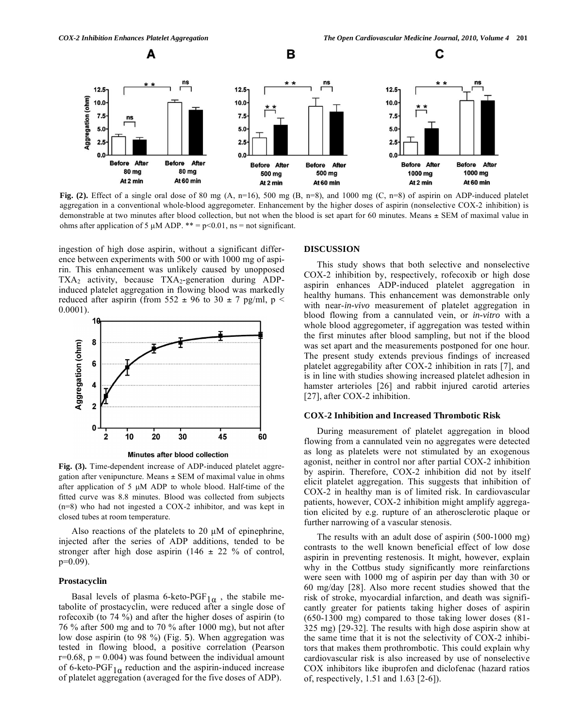**Fig. (2).** Effect of a single oral dose of 80 mg (A, n=16), 500 mg (B, n=8), and 1000 mg (C, n=8) of aspirin on ADP-induced platelet aggregation in a conventional whole-blood aggregometer. Enhancement by the higher doses of aspirin (nonselective COX-2 inhibition) is demonstrable at two minutes after blood collection, but not when the blood is set apart for 60 minutes. Means ± SEM of maximal value in ohms after application of 5 µM ADP. ** = p<0.01, ns = not significant.

ingestion of high dose aspirin, without a significant difference between experiments with 500 or with 1000 mg of aspirin. This enhancement was unlikely caused by unopposed $TXA_2$ activity, because $TXA_2$-generation during ADP-induced platelet aggregation in flowing blood was markedly reduced after aspirin (from 552 ± 96 to 30 ± 7 pg/ml, $p < 0.0001$).

**Fig. (3).** Time-dependent increase of ADP-induced platelet aggregation after venipuncture. Means ± SEM of maximal value in ohms after application of 5 µM ADP to whole blood. Half-time of the fitted curve was 8.8 minutes. Blood was collected from subjects (n=8) who had not ingested a COX-2 inhibitor, and was kept in closed tubes at room temperature.

Also reactions of the platelets to 20 µM of epinephrine, injected after the series of ADP additions, tended to be stronger after high dose aspirin (146 ± 22 % of control, p=0.09).

### Prostacyclin

Basal levels of plasma 6-keto-$PGF_{1\alpha}$ , the stabile metabolite of prostacyclin, were reduced after a single dose of rofecoxib (to 74 %) and after the higher doses of aspirin (to 76 % after 500 mg and to 70 % after 1000 mg), but not after low dose aspirin (to 98 %) (Fig. **5**). When aggregation was tested in flowing blood, a positive correlation (Pearson $r=0.68$, $p = 0.004$) was found between the individual amount of 6-keto-$PGF_{1\alpha}$ reduction and the aspirin-induced increase of platelet aggregation (averaged for the five doses of ADP).

## DISCUSSION

This study shows that both selective and nonselective COX-2 inhibition by, respectively, rofecoxib or high dose aspirin enhances ADP-induced platelet aggregation in healthy humans. This enhancement was demonstrable only with near-*in-vivo* measurement of platelet aggregation in blood flowing from a cannulated vein, or *in-vitro* with a whole blood aggregometer, if aggregation was tested within the first minutes after blood sampling, but not if the blood was set apart and the measurements postponed for one hour. The present study extends previous findings of increased platelet aggregability after COX-2 inhibition in rats [7], and is in line with studies showing increased platelet adhesion in hamster arterioles [26] and rabbit injured carotid arteries [27], after COX-2 inhibition.

### COX-2 Inhibition and Increased Thrombotic Risk

During measurement of platelet aggregation in blood flowing from a cannulated vein no aggregates were detected as long as platelets were not stimulated by an exogenous agonist, neither in control nor after partial COX-2 inhibition by aspirin. Therefore, COX-2 inhibition did not by itself elicit platelet aggregation. This suggests that inhibition of COX-2 in healthy man is of limited risk. In cardiovascular patients, however, COX-2 inhibition might amplify aggregation elicited by e.g. rupture of an atherosclerotic plaque or further narrowing of a vascular stenosis.

The results with an adult dose of aspirin (500-1000 mg) contrasts to the well known beneficial effect of low dose aspirin in preventing restenosis. It might, however, explain why in the Cottbus study significantly more reinfarctions were seen with 1000 mg of aspirin per day than with 30 or 60 mg/day [28]. Also more recent studies showed that the risk of stroke, myocardial infarction, and death was significantly greater for patients taking higher doses of aspirin (650-1300 mg) compared to those taking lower doses (81-325 mg) [29-32]. The results with high dose aspirin show at the same time that it is not the selectivity of COX-2 inhibitors that makes them prothrombotic. This could explain why cardiovascular risk is also increased by use of nonselective COX inhibitors like ibuprofen and diclofenac (hazard ratios of, respectively, 1.51 and 1.63 [2-6]).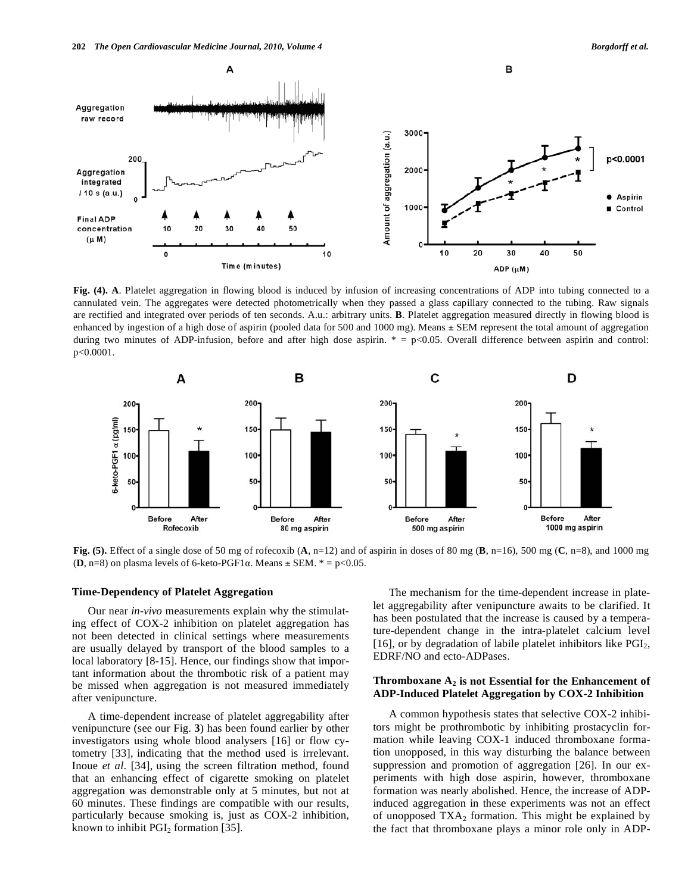**Fig. (4). A**. Platelet aggregation in flowing blood is induced by infusion of increasing concentrations of ADP into tubing connected to a cannulated vein. The aggregates were detected photometrically when they passed a glass capillary connected to the tubing. Raw signals are rectified and integrated over periods of ten seconds. A.u.: arbitrary units. **B**. Platelet aggregation measured directly in flowing blood is enhanced by ingestion of a high dose of aspirin (pooled data for 500 and 1000 mg). Means ± SEM represent the total amount of aggregation during two minutes of ADP-infusion, before and after high dose aspirin. * = $p<0.05$. Overall difference between aspirin and control: $p<0.0001$.

**Fig. (5).** Effect of a single dose of 50 mg of rofecoxib (**A**, n=12) and of aspirin in doses of 80 mg (**B**, n=16), 500 mg (**C**, n=8), and 1000 mg (**D**, n=8) on plasma levels of 6-keto-PGF1α. Means ± SEM. * = $p<0.05$.

### Time-Dependency of Platelet Aggregation

Our near *in-vivo* measurements explain why the stimulating effect of COX-2 inhibition on platelet aggregation has not been detected in clinical settings where measurements are usually delayed by transport of the blood samples to a local laboratory [8-15]. Hence, our findings show that important information about the thrombotic risk of a patient may be missed when aggregation is not measured immediately after venipuncture.

A time-dependent increase of platelet aggregability after venipuncture (see our Fig. **3**) has been found earlier by other investigators using whole blood analysers [16] or flow cytometry [33], indicating that the method used is irrelevant. Inoue *et al*. [34], using the screen filtration method, found that an enhancing effect of cigarette smoking on platelet aggregation was demonstrable only at 5 minutes, but not at 60 minutes. These findings are compatible with our results, particularly because smoking is, just as COX-2 inhibition, known to inhibit $PGI_2$ formation [35].

The mechanism for the time-dependent increase in platelet aggregability after venipuncture awaits to be clarified. It has been postulated that the increase is caused by a temperature-dependent change in the intra-platelet calcium level [16], or by degradation of labile platelet inhibitors like $PGI_2$, EDRF/NO and ecto-ADPases.

### Thromboxane $A_2$ is not Essential for the Enhancement of ADP-Induced Platelet Aggregation by COX-2 Inhibition

A common hypothesis states that selective COX-2 inhibitors might be prothrombotic by inhibiting prostacyclin formation while leaving COX-1 induced thromboxane formation unopposed, in this way disturbing the balance between suppression and promotion of aggregation [26]. In our experiments with high dose aspirin, however, thromboxane formation was nearly abolished. Hence, the increase of ADP-induced aggregation in these experiments was not an effect of unopposed $TXA_2$ formation. This might be explained by the fact that thromboxane plays a minor role only in ADP-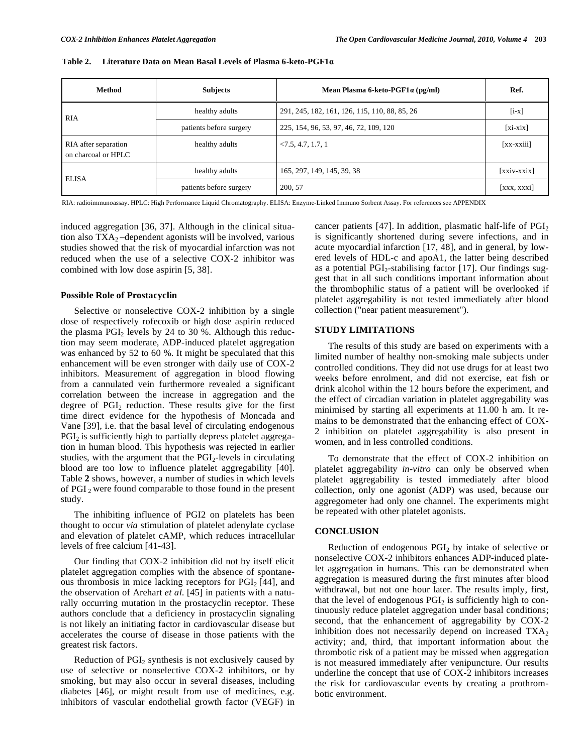**Table 2. Literature Data on Mean Basal Levels of Plasma 6-keto-PGF1α**

| Method | Subjects | Mean Plasma 6-keto-PGF1α (pg/ml) | Ref. |
|---|---|---|---|
| RIA | healthy adults | 291, 245, 182, 161, 126, 115, 110, 88, 85, 26 | [i-x] |
| | patients before surgery | 225, 154, 96, 53, 97, 46, 72, 109, 120 | [xi-xix] |
| RIA after separation on charcoal or HPLC | healthy adults | <7.5, 4.7, 1.7, 1 | [xx-xxiii] |
| ELISA | healthy adults | 165, 297, 149, 145, 39, 38 | [xxiv-xxix] |
| | patients before surgery | 200, 57 | [xxx, xxxi] |

RIA: radioimmunoassay. HPLC: High Performance Liquid Chromatography. ELISA: Enzyme-Linked Immuno Sorbent Assay. For references see APPENDIX

induced aggregation [36, 37]. Although in the clinical situation also $TXA_2$ –dependent agonists will be involved, various studies showed that the risk of myocardial infarction was not reduced when the use of a selective COX-2 inhibitor was combined with low dose aspirin [5, 38].

### Possible Role of Prostacyclin

Selective or nonselective COX-2 inhibition by a single dose of respectively rofecoxib or high dose aspirin reduced the plasma $PGI_2$ levels by 24 to 30 %. Although this reduction may seem moderate, ADP-induced platelet aggregation was enhanced by 52 to 60 %. It might be speculated that this enhancement will be even stronger with daily use of COX-2 inhibitors. Measurement of aggregation in blood flowing from a cannulated vein furthermore revealed a significant correlation between the increase in aggregation and the degree of $PGI_2$ reduction. These results give for the first time direct evidence for the hypothesis of Moncada and Vane [39], i.e. that the basal level of circulating endogenous $PGI_2$ is sufficiently high to partially depress platelet aggregation in human blood. This hypothesis was rejected in earlier studies, with the argument that the $PGI_2$-levels in circulating blood are too low to influence platelet aggregability [40]. Table **2** shows, however, a number of studies in which levels of $PGI_2$ were found comparable to those found in the present study.

The inhibiting influence of PGI2 on platelets has been thought to occur *via* stimulation of platelet adenylate cyclase and elevation of platelet cAMP, which reduces intracellular levels of free calcium [41-43].

Our finding that COX-2 inhibition did not by itself elicit platelet aggregation complies with the absence of spontaneous thrombosis in mice lacking receptors for $PGI_2$ [44], and the observation of Arehart *et al.* [45] in patients with a naturally occurring mutation in the prostacyclin receptor. These authors conclude that a deficiency in prostacyclin signaling is not likely an initiating factor in cardiovascular disease but accelerates the course of disease in those patients with the greatest risk factors.

Reduction of $PGI_2$ synthesis is not exclusively caused by use of selective or nonselective COX-2 inhibitors, or by smoking, but may also occur in several diseases, including diabetes [46], or might result from use of medicines, e.g. inhibitors of vascular endothelial growth factor (VEGF) in cancer patients [47]. In addition, plasmatic half-life of $PGI_2$ is significantly shortened during severe infections, and in acute myocardial infarction [17, 48], and in general, by lowered levels of HDL-c and apoA1, the latter being described as a potential $PGI_2$-stabilising factor [17]. Our findings suggest that in all such conditions important information about the thrombophilic status of a patient will be overlooked if platelet aggregability is not tested immediately after blood collection ("near patient measurement").

## STUDY LIMITATIONS

The results of this study are based on experiments with a limited number of healthy non-smoking male subjects under controlled conditions. They did not use drugs for at least two weeks before enrolment, and did not exercise, eat fish or drink alcohol within the 12 hours before the experiment, and the effect of circadian variation in platelet aggregability was minimised by starting all experiments at 11.00 h am. It remains to be demonstrated that the enhancing effect of COX-2 inhibition on platelet aggregability is also present in women, and in less controlled conditions.

To demonstrate that the effect of COX-2 inhibition on platelet aggregability *in-vitro* can only be observed when platelet aggregability is tested immediately after blood collection, only one agonist (ADP) was used, because our aggregometer had only one channel. The experiments might be repeated with other platelet agonists.

## CONCLUSION

Reduction of endogenous $PGI_2$ by intake of selective or nonselective COX-2 inhibitors enhances ADP-induced platelet aggregation in humans. This can be demonstrated when aggregation is measured during the first minutes after blood withdrawal, but not one hour later. The results imply, first, that the level of endogenous $PGI_2$ is sufficiently high to continuously reduce platelet aggregation under basal conditions; second, that the enhancement of aggregability by COX-2 inhibition does not necessarily depend on increased $TXA_2$ activity; and, third, that important information about the thrombotic risk of a patient may be missed when aggregation is not measured immediately after venipuncture. Our results underline the concept that use of COX-2 inhibitors increases the risk for cardiovascular events by creating a prothrombotic environment.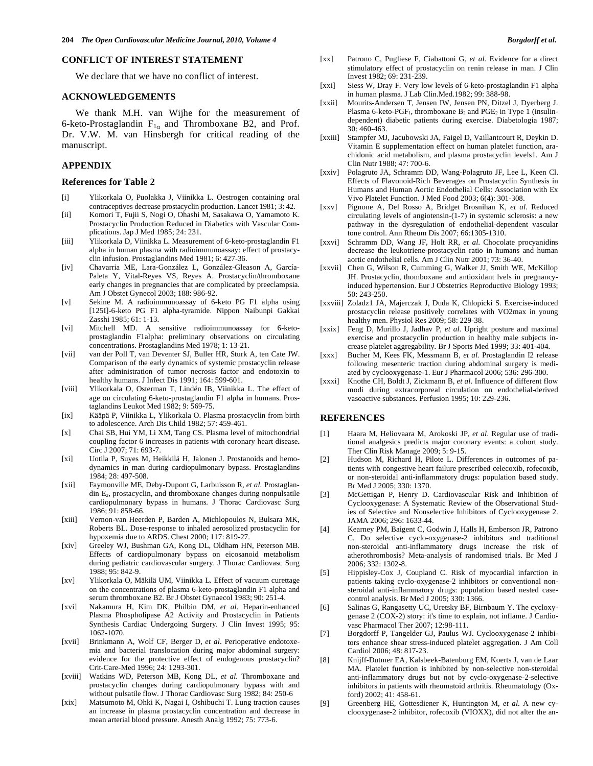## CONFLICT OF INTEREST STATEMENT

We declare that we have no conflict of interest.

## ACKNOWLEDGEMENTS

We thank M.H. van Wijhe for the measurement of 6-keto-Prostaglandin $F_{1\alpha}$ and Thromboxane B2, and Prof. Dr. V.W. M. van Hinsbergh for critical reading of the manuscript.

## APPENDIX

### References for Table 2

[i] Ylikorkala O, Puolakka J, Viinikka L. Oestrogen containing oral contraceptives decrease prostacyclin production. Lancet 1981; 3: 42.

[ii] Komori T, Fujii S, Nogi O, Ohashi M, Sasakawa O, Yamamoto K. Prostacyclin Production Reduced in Diabetics with Vascular Complications. Jap J Med 1985; 24: 231.

[iii] Ylikorkala D, Viinikka L. Measurement of 6-keto-prostaglandin F1 alpha in human plasma with radioimmunoassay: effect of prostacyclin infusion. Prostaglandins Med 1981; 6: 427-36.

[iv] Chavarria ME, Lara-González L, González-Gleason A, García-Paleta Y, Vital-Reyes VS, Reyes A. Prostacyclin/thromboxane early changes in pregnancies that are complicated by preeclampsia. Am J Obstet Gynecol 2003; 188: 986-92.

[v] Sekine M. A radioimmunoassay of 6-keto PG F1 alpha using [125I]-6-keto PG F1 alpha-tyramide. Nippon Naibunpi Gakkai Zasshi 1985; 61: 1-13.

[vi] Mitchell MD. A sensitive radioimmunoassay for 6-keto-prostaglandin F1alpha: preliminary observations on circulating concentrations. Prostaglandins Med 1978; 1: 13-21.

[vii] van der Poll T, van Deventer SJ, Buller HR, Sturk A, ten Cate JW. Comparison of the early dynamics of systemic prostacyclin release after administration of tumor necrosis factor and endotoxin to healthy humans. J Infect Dis 1991; 164: 599-601.

[viii] Ylikorkala O, Osterman T, Lindén IB, Viinikka L. The effect of age on circulating 6-keto-prostaglandin F1 alpha in humans. Prostaglandins Leukot Med 1982; 9: 569-75.

[ix] Kääpä P, Viinikka L, Ylikorkala O. Plasma prostacyclin from birth to adolescence. Arch Dis Child 1982; 57: 459-461.

[x] Chai SB, Hui YM, Li XM, Tang CS. Plasma level of mitochondrial coupling factor 6 increases in patients with coronary heart disease**.** Circ J 2007; 71: 693-7.

[xi] Uotila P, Suyes M, Heikkilä H, Jalonen J. Prostanoids and hemodynamics in man during cardiopulmonary bypass. Prostaglandins 1984; 28: 497-508.

[xii] Faymonville ME, Deby-Dupont G, Larbuisson R, *et al.* Prostaglandin $E_2$, prostacyclin, and thromboxane changes during nonpulsatile cardiopulmonary bypass in humans. J Thorac Cardiovasc Surg 1986; 91: 858-66.

[xiii] Vernon-van Heerden P, Barden A, Michlopoulos N, Bulsara MK, Roberts BL. Dose-response to inhaled aerosolized prostacyclin for hypoxemia due to ARDS. Chest 2000; 117: 819-27.

[xiv] Greeley WJ, Bushman GA, Kong DL, Oldham HN, Peterson MB. Effects of cardiopulmonary bypass on eicosanoid metabolism during pediatric cardiovascular surgery. J Thorac Cardiovasc Surg 1988; 95: 842-9.

[xv] Ylikorkala O, Mäkilä UM, Viinikka L. Effect of vacuum curettage on the concentrations of plasma 6-keto-prostaglandin F1 alpha and serum thromboxane B2. Br J Obstet Gynaecol 1983; 90: 251-4.

[xvi] Nakamura H, Kim DK, Philbin DM, *et al.* Heparin-enhanced Plasma Phospholipase A2 Activity and Prostacyclin in Patients Synthesis Cardiac Undergoing Surgery. J Clin Invest 1995; 95: 1062-1070.

[xvii] Brinkmann A, Wolf CF, Berger D, *et al*. Perioperative endotoxemia and bacterial translocation during major abdominal surgery: evidence for the protective effect of endogenous prostacyclin? Crit-Care-Med 1996; 24: 1293-301.

[xviii] Watkins WD, Peterson MB, Kong DL, *et al.* Thromboxane and prostacyclin changes during cardiopulmonary bypass with and without pulsatile flow. J Thorac Cardiovasc Surg 1982; 84: 250-6

[xix] Matsumoto M, Ohki K, Nagai I, Oshibuchi T. Lung traction causes an increase in plasma prostacyclin concentration and decrease in mean arterial blood pressure. Anesth Analg 1992; 75: 773-6.

[xx] Patrono C, Pugliese F, Ciabattoni G, *et al.* Evidence for a direct stimulatory effect of prostacyclin on renin release in man. J Clin Invest 1982; 69: 231-239.

[xxi] Siess W, Dray F. Very low levels of 6-keto-prostaglandin F1 alpha in human plasma. J Lab Clin.Med.1982; 99: 388-98.

[xxii] Mourits-Andersen T, Jensen IW, Jensen PN, Ditzel J, Dyerberg J. Plasma 6-keto-$PGF_1$, thromboxane $B_2$ and $PGE_2$ in Type 1 (insulin-dependent) diabetic patients during exercise. Diabetologia 1987; 30: 460-463.

[xxiii] Stampfer MJ, Jacubowski JA, Faigel D, Vaillantcourt R, Deykin D. Vitamin E supplementation effect on human platelet function, arachidonic acid metabolism, and plasma prostacyclin levels1. Am J Clin Nutr 1988; 47: 700-6.

[xxiv] Polagruto JA, Schramm DD, Wang-Polagruto JF, Lee L, Keen Cl. Effects of Flavonoid-Rich Beverages on Prostacyclin Synthesis in Humans and Human Aortic Endothelial Cells: Association with Ex Vivo Platelet Function. J Med Food 2003; 6(4): 301-308.

[xxv] Pignone A, Del Rosso A, Bridget Brosnihan K, *et al.* Reduced circulating levels of angiotensin-(1-7) in systemic sclerosis: a new pathway in the dysregulation of endothelial-dependent vascular tone control. Ann Rheum Dis 2007; 66:1305-1310.

[xxvi] Schramm DD, Wang JF, Holt RR, *et al.* Chocolate procyanidins decrease the leukotriene-prostacyclin ratio in humans and human aortic endothelial cells. Am J Clin Nutr 2001; 73: 36-40.

[xxvii] Chen G, Wilson R, Cumming G, Walker JJ, Smith WE, McKillop JH. Prostacyclin, thomboxane and antioxidant lvels in pregnancy-induced hypertension. Eur J Obstetrics Reproductive Biology 1993; 50: 243-250.

[xxviii] Zoladz1 JA, Majerczak J, Duda K, Chlopicki S. Exercise-induced prostacyclin release positively correlates with VO2max in young healthy men. Physiol Res 2009; 58: 229-38.

[xxix] Feng D, Murillo J, Jadhav P, *et al.* Upright posture and maximal exercise and prostacyclin production in healthy male subjects increase platelet aggregability. Br J Sports Med 1999; 33: 401-404.

[xxx] Bucher M, Kees FK, Messmann B, *et al.* Prostaglandin I2 release following mesenteric traction during abdominal surgery is mediated by cyclooxygenase-1. Eur J Pharmacol 2006; 536: 296-300.

[xxxi] Knothe CH, Boldt J, Zickmann B, *et al.* Influence of different flow modi during extracorporeal circulation on endothelial-derived vasoactive substances. Perfusion 1995; 10: 229-236.

## REFERENCES

[1] Haara M, Heliovaara M, Arokoski JP, *et al*. Regular use of traditional analgesics predicts major coronary events: a cohort study. Ther Clin Risk Manage 2009; 5: 9-15.

[2] Hudson M, Richard H, Pilote L. Differences in outcomes of patients with congestive heart failure prescribed celecoxib, rofecoxib, or non-steroidal anti-inflammatory drugs: population based study. Br Med J 2005; 330: 1370.

[3] McGettigan P, Henry D. Cardiovascular Risk and Inhibition of Cyclooxygenase: A Systematic Review of the Observational Studies of Selective and Nonselective Inhibitors of Cyclooxygenase 2. JAMA 2006; 296: 1633-44.

[4] Kearney PM, Baigent C, Godwin J, Halls H, Emberson JR, Patrono C. Do selective cyclo-oxygenase-2 inhibitors and traditional non-steroidal anti-inflammatory drugs increase the risk of atherothrombosis? Meta-analysis of randomised trials. Br Med J 2006; 332: 1302-8.

[5] Hippisley-Cox J, Coupland C. Risk of myocardial infarction in patients taking cyclo-oxygenase-2 inhibitors or conventional non-steroidal anti-inflammatory drugs: population based nested case-control analysis. Br Med J 2005; 330: 1366.

[6] Salinas G, Rangasetty UC, Uretsky BF, Birnbaum Y. The cyclooxygenase 2 (COX-2) story: it's time to explain, not inflame. J Cardiovasc Pharmacol Ther 2007; 12:98-111.

[7] Borgdorff P, Tangelder GJ, Paulus WJ. Cyclooxygenase-2 inhibitors enhance shear stress-induced platelet aggregation. J Am Coll Cardiol 2006; 48: 817-23.

[8] Knijff-Dutmer EA, Kalsbeek-Batenburg EM, Koerts J, van de Laar MA. Platelet function is inhibited by non-selective non-steroidal anti-inflammatory drugs but not by cyclo-oxygenase-2-selective inhibitors in patients with rheumatoid arthritis. Rheumatology (Oxford) 2002; 41: 458-61.

[9] Greenberg HE, Gottesdiener K, Huntington M, *et al.* A new cyclooxygenase-2 inhibitor, rofecoxib (VIOXX), did not alter the an-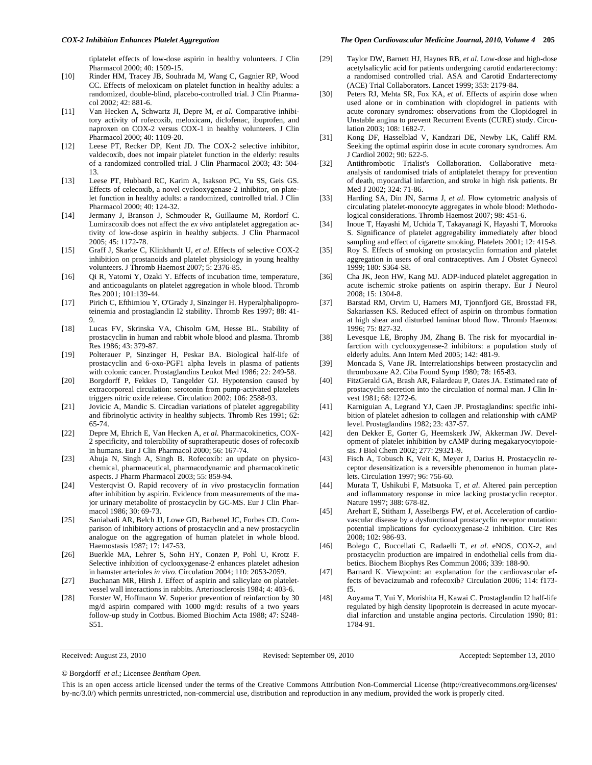tiplatelet effects of low-dose aspirin in healthy volunteers. J Clin Pharmacol 2000; 40: 1509-15.

[10] Rinder HM, Tracey JB, Souhrada M, Wang C, Gagnier RP, Wood CC. Effects of meloxicam on platelet function in healthy adults: a randomized, double-blind, placebo-controlled trial. J Clin Pharmacol 2002; 42: 881-6.

[11] Van Hecken A, Schwartz JI, Depre M, *et al.* Comparative inhibitory activity of rofecoxib, meloxicam, diclofenac, ibuprofen, and naproxen on COX-2 versus COX-1 in healthy volunteers. J Clin Pharmacol 2000; 40: 1109-20.

[12] Leese PT, Recker DP, Kent JD. The COX-2 selective inhibitor, valdecoxib, does not impair platelet function in the elderly: results of a randomized controlled trial. J Clin Pharmacol 2003; 43: 504-13.

[13] Leese PT, Hubbard RC, Karim A, Isakson PC, Yu SS, Geis GS. Effects of celecoxib, a novel cyclooxygenase-2 inhibitor, on platelet function in healthy adults: a randomized, controlled trial. J Clin Pharmacol 2000; 40: 124-32.

[14] Jermany J, Branson J, Schmouder R, Guillaume M, Rordorf C. Lumiracoxib does not affect the *ex vivo* antiplatelet aggregation activity of low-dose aspirin in healthy subjects. J Clin Pharmacol 2005; 45: 1172-78.

[15] Graff J, Skarke C, Klinkhardt U, *et al.* Effects of selective COX-2 inhibition on prostanoids and platelet physiology in young healthy volunteers. J Thromb Haemost 2007; 5: 2376-85.

[16] Qi R, Yatomi Y, Ozaki Y. Effects of incubation time, temperature, and anticoagulants on platelet aggregation in whole blood. Thromb Res 2001; 101:139-44.

[17] Pirich C, Efthimiou Y, O'Grady J, Sinzinger H. Hyperalphalipoproteinemia and prostaglandin I2 stability. Thromb Res 1997; 88: 41-9.

[18] Lucas FV, Skrinska VA, Chisolm GM, Hesse BL. Stability of prostacyclin in human and rabbit whole blood and plasma. Thromb Res 1986; 43: 379-87.

[19] Polterauer P, Sinzinger H, Peskar BA. Biological half-life of prostacyclin and 6-oxo-PGF1 alpha levels in plasma of patients with colonic cancer. Prostaglandins Leukot Med 1986; 22: 249-58.

[20] Borgdorff P, Fekkes D, Tangelder GJ. Hypotension caused by extracorporeal circulation: serotonin from pump-activated platelets triggers nitric oxide release. Circulation 2002; 106: 2588-93.

[21] Jovicic A, Mandic S. Circadian variations of platelet aggregability and fibrinolytic activity in healthy subjects. Thromb Res 1991; 62: 65-74.

[22] Depre M, Ehrich E, Van Hecken A, *et al.* Pharmacokinetics, COX-2 specificity, and tolerability of supratherapeutic doses of rofecoxib in humans. Eur J Clin Pharmacol 2000; 56: 167-74.

[23] Ahuja N, Singh A, Singh B. Rofecoxib: an update on physicochemical, pharmaceutical, pharmacodynamic and pharmacokinetic aspects. J Pharm Pharmacol 2003; 55: 859-94.

[24] Vesterqvist O. Rapid recovery of *in vivo* prostacyclin formation after inhibition by aspirin. Evidence from measurements of the major urinary metabolite of prostacyclin by GC-MS. Eur J Clin Pharmacol 1986; 30: 69-73.

[25] Saniabadi AR, Belch JJ, Lowe GD, Barbenel JC, Forbes CD. Comparison of inhibitory actions of prostacyclin and a new prostacyclin analogue on the aggregation of human platelet in whole blood. Haemostasis 1987; 17: 147-53.

[26] Buerkle MA, Lehrer S, Sohn HY, Conzen P, Pohl U, Krotz F. Selective inhibition of cyclooxygenase-2 enhances platelet adhesion in hamster arterioles *in vivo*. Circulation 2004; 110: 2053-2059.

[27] Buchanan MR, Hirsh J. Effect of aspirin and salicylate on platelet-vessel wall interactions in rabbits. Arteriosclerosis 1984; 4: 403-6.

[28] Forster W, Hoffmann W. Superior prevention of reinfarction by 30 mg/d aspirin compared with 1000 mg/d: results of a two years follow-up study in Cottbus. Biomed Biochim Acta 1988; 47: S248-S51.

[29] Taylor DW, Barnett HJ, Haynes RB, *et al.* Low-dose and high-dose acetylsalicylic acid for patients undergoing carotid endarterectomy: a randomised controlled trial. ASA and Carotid Endarterectomy (ACE) Trial Collaborators. Lancet 1999; 353: 2179-84.

[30] Peters RJ, Mehta SR, Fox KA, *et al*. Effects of aspirin dose when used alone or in combination with clopidogrel in patients with acute coronary syndromes: observations from the Clopidogrel in Unstable angina to prevent Recurrent Events (CURE) study. Circulation 2003; 108: 1682-7.

[31] Kong DF, Hasselblad V, Kandzari DE, Newby LK, Califf RM. Seeking the optimal aspirin dose in acute coronary syndromes. Am J Cardiol 2002; 90: 622-5.

[32] Antithrombotic Trialist's Collaboration. Collaborative meta-analysis of randomised trials of antiplatelet therapy for prevention of death, myocardial infarction, and stroke in high risk patients. Br Med J 2002; 324: 71-86.

[33] Harding SA, Din JN, Sarma J, *et al.* Flow cytometric analysis of circulating platelet-monocyte aggregates in whole blood: Methodological considerations. Thromb Haemost 2007; 98: 451-6.

[34] Inoue T, Hayashi M, Uchida T, Takayanagi K, Hayashi T, Morooka S. Significance of platelet aggregability immediately after blood sampling and effect of cigarette smoking. Platelets 2001; 12: 415-8.

[35] Roy S. Effects of smoking on prostacyclin formation and platelet aggregation in users of oral contraceptives. Am J Obstet Gynecol 1999; 180: S364-S8.

[36] Cha JK, Jeon HW, Kang MJ. ADP-induced platelet aggregation in acute ischemic stroke patients on aspirin therapy. Eur J Neurol 2008; 15: 1304-8.

[37] Barstad RM, Orvim U, Hamers MJ, Tjonnfjord GE, Brosstad FR, Sakariassen KS. Reduced effect of aspirin on thrombus formation at high shear and disturbed laminar blood flow. Thromb Haemost 1996; 75: 827-32.

[38] Levesque LE, Brophy JM, Zhang B. The risk for myocardial infarction with cyclooxygenase-2 inhibitors: a population study of elderly adults. Ann Intern Med 2005; 142: 481-9.

[39] Moncada S, Vane JR. Interrelationships between prostacyclin and thromboxane A2. Ciba Found Symp 1980; 78: 165-83.

[40] FitzGerald GA, Brash AR, Falardeau P, Oates JA. Estimated rate of prostacyclin secretion into the circulation of normal man. J Clin Invest 1981; 68: 1272-6.

[41] Karniguian A, Legrand YJ, Caen JP. Prostaglandins: specific inhibition of platelet adhesion to collagen and relationship with cAMP level. Prostaglandins 1982; 23: 437-57.

[42] den Dekker E, Gorter G, Heemskerk JW, Akkerman JW. Development of platelet inhibition by cAMP during megakaryocytopoiesis. J Biol Chem 2002; 277: 29321-9.

[43] Fisch A, Tobusch K, Veit K, Meyer J, Darius H. Prostacyclin receptor desensitization is a reversible phenomenon in human platelets. Circulation 1997; 96: 756-60.

[44] Murata T, Ushikubi F, Matsuoka T, *et al*. Altered pain perception and inflammatory response in mice lacking prostacyclin receptor. Nature 1997; 388: 678-82.

[45] Arehart E, Stitham J, Asselbergs FW, *et al*. Acceleration of cardiovascular disease by a dysfunctional prostacyclin receptor mutation: potential implications for cyclooxygenase-2 inhibition. Circ Res 2008; 102: 986-93.

[46] Bolego C, Buccellati C, Radaelli T, *et al.* eNOS, COX-2, and prostacyclin production are impaired in endothelial cells from diabetics. Biochem Biophys Res Commun 2006; 339: 188-90.

[47] Barnard K. Viewpoint: an explanation for the cardiovascular effects of bevacizumab and rofecoxib? Circulation 2006; 114: f173-f5.

[48] Aoyama T, Yui Y, Morishita H, Kawai C. Prostaglandin I2 half-life regulated by high density lipoprotein is decreased in acute myocardial infarction and unstable angina pectoris. Circulation 1990; 81: 1784-91.

Received: August 23, 2010 Revised: September 09, 2010 Accepted: September 13, 2010

© Borgdorff *et al.*; Licensee *Bentham Open.*

This is an open access article licensed under the terms of the Creative Commons Attribution Non-Commercial License (http://creativecommons.org/licenses/by-nc/3.0/) which permits unrestricted, non-commercial use, distribution and reproduction in any medium, provided the work is properly cited.